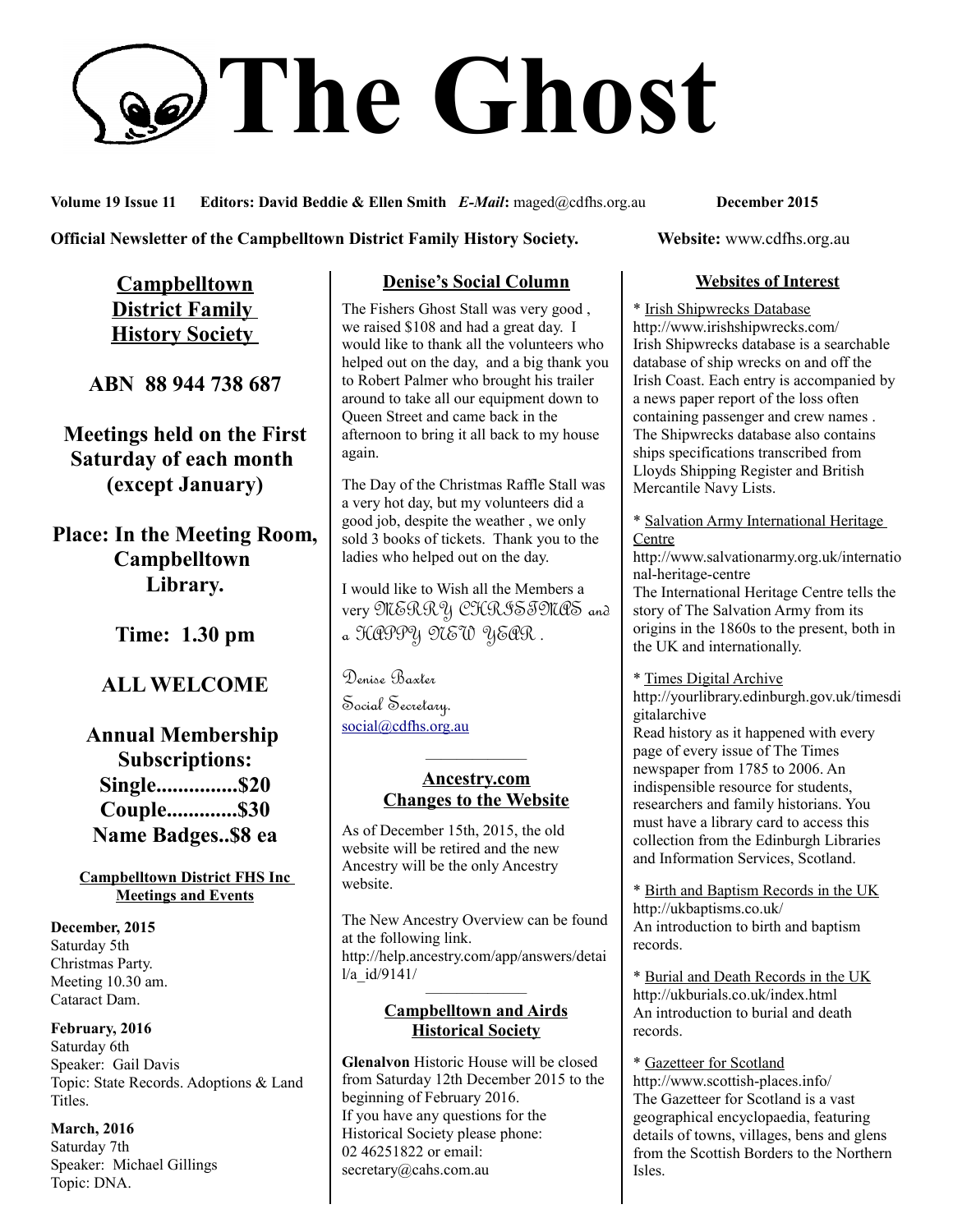# The Ghost

**Volume 19 Issue 11 Editors: David Beddie & Ellen Smith *E-Mail*:** maged@cdfhs.org.au **December 2015**

**Official Newsletter of the Campbelltown District Family History Society. Website:** www.cdfhs.org.au

## Campbelltown District Family History Society

**ABN 88 944 738 687**

**Meetings held on the First Saturday of each month (except January)**

**Place: In the Meeting Room, Campbelltown Library.**

**Time: 1.30 pm**

**ALL WELCOME**

**Annual Membership Subscriptions:**
**Single...............$20**
**Couple.............$30**
**Name Badges..$8 ea**

### Campbelltown District FHS Inc Meetings and Events

**December, 2015**
Saturday 5th
Christmas Party.
Meeting 10.30 am.
Cataract Dam.

**February, 2016**
Saturday 6th
Speaker: Gail Davis
Topic: State Records. Adoptions & Land Titles.

**March, 2016**
Saturday 7th
Speaker: Michael Gillings
Topic: DNA.

## Denise's Social Column

The Fishers Ghost Stall was very good , we raised $108 and had a great day. I would like to thank all the volunteers who helped out on the day, and a big thank you to Robert Palmer who brought his trailer around to take all our equipment down to Queen Street and came back in the afternoon to bring it all back to my house again.

The Day of the Christmas Raffle Stall was a very hot day, but my volunteers did a good job, despite the weather , we only sold 3 books of tickets. Thank you to the ladies who helped out on the day.

I would like to Wish all the Members a very MERRY CHRISTMAS and a HAPPY NEW YEAR .

Denise Baxter
Social Secretary.
social@cdfhs.org.au

## Ancestry.com Changes to the Website

As of December 15th, 2015, the old website will be retired and the new Ancestry will be the only Ancestry website.

The New Ancestry Overview can be found at the following link.
http://help.ancestry.com/app/answers/detail/a_id/9141/

## Campbelltown and Airds Historical Society

**Glenalvon** Historic House will be closed from Saturday 12th December 2015 to the beginning of February 2016.
If you have any questions for the Historical Society please phone: 02 46251822 or email: secretary@cahs.com.au

## Websites of Interest

* Irish Shipwrecks Database
http://www.irishshipwrecks.com/
Irish Shipwrecks database is a searchable database of ship wrecks on and off the Irish Coast. Each entry is accompanied by a news paper report of the loss often containing passenger and crew names . The Shipwrecks database also contains ships specifications transcribed from Lloyds Shipping Register and British Mercantile Navy Lists.

* Salvation Army International Heritage Centre
http://www.salvationarmy.org.uk/international-heritage-centre
The International Heritage Centre tells the story of The Salvation Army from its origins in the 1860s to the present, both in the UK and internationally.

* Times Digital Archive
http://yourlibrary.edinburgh.gov.uk/timesdigitalarchive
Read history as it happened with every page of every issue of The Times newspaper from 1785 to 2006. An indispensible resource for students, researchers and family historians. You must have a library card to access this collection from the Edinburgh Libraries and Information Services, Scotland.

* Birth and Baptism Records in the UK
http://ukbaptisms.co.uk/
An introduction to birth and baptism records.

* Burial and Death Records in the UK
http://ukburials.co.uk/index.html
An introduction to burial and death records.

* Gazetteer for Scotland
http://www.scottish-places.info/
The Gazetteer for Scotland is a vast geographical encyclopaedia, featuring details of towns, villages, bens and glens from the Scottish Borders to the Northern Isles.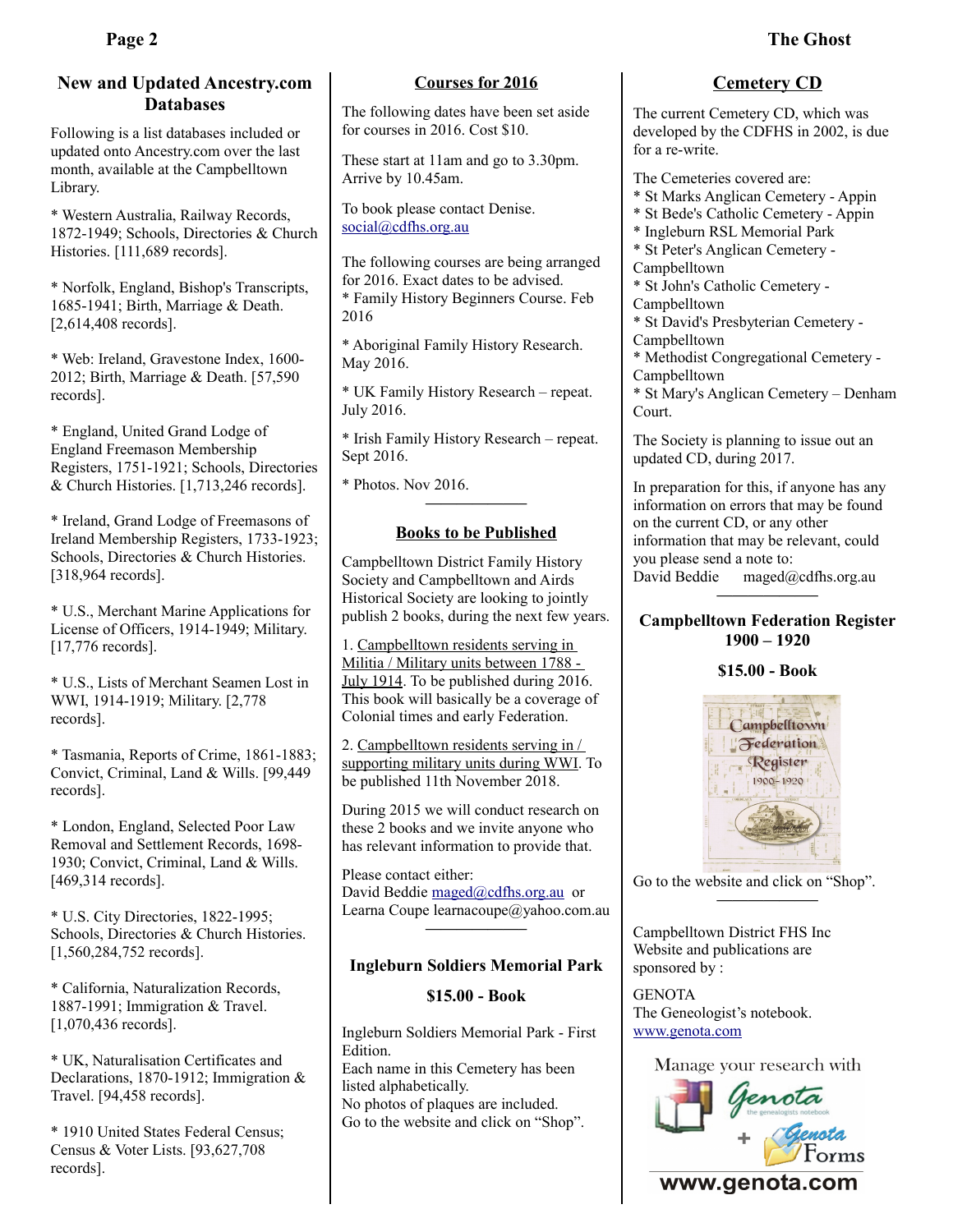## New and Updated Ancestry.com Databases

Following is a list databases included or updated onto Ancestry.com over the last month, available at the Campbelltown Library.

* Western Australia, Railway Records, 1872-1949; Schools, Directories & Church Histories. [111,689 records].

* Norfolk, England, Bishop's Transcripts, 1685-1941; Birth, Marriage & Death. [2,614,408 records].

* Web: Ireland, Gravestone Index, 1600-2012; Birth, Marriage & Death. [57,590 records].

* England, United Grand Lodge of England Freemason Membership Registers, 1751-1921; Schools, Directories & Church Histories. [1,713,246 records].

* Ireland, Grand Lodge of Freemasons of Ireland Membership Registers, 1733-1923; Schools, Directories & Church Histories. [318,964 records].

* U.S., Merchant Marine Applications for License of Officers, 1914-1949; Military. [17,776 records].

* U.S., Lists of Merchant Seamen Lost in WWI, 1914-1919; Military. [2,778 records].

* Tasmania, Reports of Crime, 1861-1883; Convict, Criminal, Land & Wills. [99,449 records].

* London, England, Selected Poor Law Removal and Settlement Records, 1698-1930; Convict, Criminal, Land & Wills. [469,314 records].

* U.S. City Directories, 1822-1995; Schools, Directories & Church Histories. [1,560,284,752 records].

* California, Naturalization Records, 1887-1991; Immigration & Travel. [1,070,436 records].

* UK, Naturalisation Certificates and Declarations, 1870-1912; Immigration & Travel. [94,458 records].

* 1910 United States Federal Census; Census & Voter Lists. [93,627,708 records].

## Courses for 2016

The following dates have been set aside for courses in 2016. Cost $10.

These start at 11am and go to 3.30pm. Arrive by 10.45am.

To book please contact Denise. social@cdfhs.org.au

The following courses are being arranged for 2016. Exact dates to be advised.

* Family History Beginners Course. Feb 2016

* Aboriginal Family History Research. May 2016.

* UK Family History Research – repeat. July 2016.

* Irish Family History Research – repeat. Sept 2016.

* Photos. Nov 2016.

## Books to be Published

Campbelltown District Family History Society and Campbelltown and Airds Historical Society are looking to jointly publish 2 books, during the next few years.

1. Campbelltown residents serving in Militia / Military units between 1788 - July 1914. To be published during 2016. This book will basically be a coverage of Colonial times and early Federation.

2. Campbelltown residents serving in / supporting military units during WWI. To be published 11th November 2018.

During 2015 we will conduct research on these 2 books and we invite anyone who has relevant information to provide that.

Please contact either:
David Beddie maged@cdfhs.org.au or
Learna Coupe learnacoupe@yahoo.com.au

## Ingleburn Soldiers Memorial Park

**$15.00 - Book**

Ingleburn Soldiers Memorial Park - First Edition.
Each name in this Cemetery has been listed alphabetically.
No photos of plaques are included.
Go to the website and click on "Shop".

## Cemetery CD

The current Cemetery CD, which was developed by the CDFHS in 2002, is due for a re-write.

The Cemeteries covered are:
* St Marks Anglican Cemetery - Appin
* St Bede's Catholic Cemetery - Appin
* Ingleburn RSL Memorial Park
* St Peter's Anglican Cemetery - Campbelltown
* St John's Catholic Cemetery - Campbelltown
* St David's Presbyterian Cemetery - Campbelltown
* Methodist Congregational Cemetery - Campbelltown
* St Mary's Anglican Cemetery – Denham Court.

The Society is planning to issue out an updated CD, during 2017.

In preparation for this, if anyone has any information on errors that may be found on the current CD, or any other information that may be relevant, could you please send a note to:
David Beddie maged@cdfhs.org.au

## Campbelltown Federation Register 1900 – 1920

**$15.00 - Book**

Campbelltown Federation Register 1900-1920

Go to the website and click on "Shop".

Campbelltown District FHS Inc Website and publications are sponsored by :

GENOTA
The Geneologist's notebook.
www.genota.com

Manage your research with Genota the genealogists notebook + Genota Forms
www.genota.com